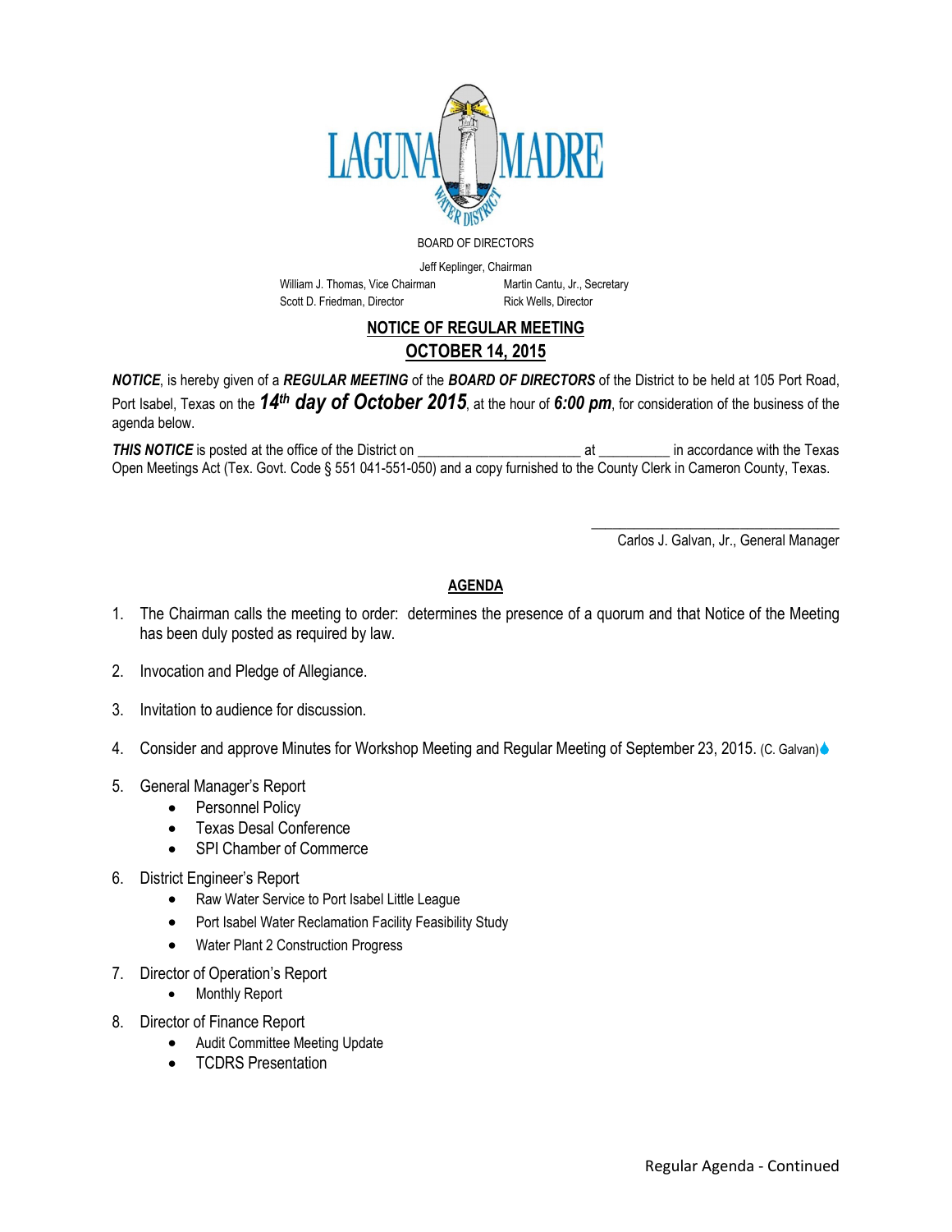LAGUNA MADRE WATER DISTRICT

BOARD OF DIRECTORS

Jeff Keplinger, Chairman

William J. Thomas, Vice Chairman — Martin Cantu, Jr., Secretary

Scott D. Friedman, Director — Rick Wells, Director

## NOTICE OF REGULAR MEETING
## OCTOBER 14, 2015

***NOTICE***, is hereby given of a ***REGULAR MEETING*** of the ***BOARD OF DIRECTORS*** of the District to be held at 105 Port Road, Port Isabel, Texas on the ***14th day of October 2015***, at the hour of ***6:00 pm***, for consideration of the business of the agenda below.

***THIS NOTICE*** is posted at the office of the District on ______________________ at _________ in accordance with the Texas Open Meetings Act (Tex. Govt. Code § 551 041-551-050) and a copy furnished to the County Clerk in Cameron County, Texas.

_________________________________
Carlos J. Galvan, Jr., General Manager

## AGENDA

1. The Chairman calls the meeting to order: determines the presence of a quorum and that Notice of the Meeting has been duly posted as required by law.
2. Invocation and Pledge of Allegiance.
3. Invitation to audience for discussion.
4. Consider and approve Minutes for Workshop Meeting and Regular Meeting of September 23, 2015. (C. Galvan)
5. General Manager's Report
   - Personnel Policy
   - Texas Desal Conference
   - SPI Chamber of Commerce
6. District Engineer's Report
   - Raw Water Service to Port Isabel Little League
   - Port Isabel Water Reclamation Facility Feasibility Study
   - Water Plant 2 Construction Progress
7. Director of Operation's Report
   - Monthly Report
8. Director of Finance Report
   - Audit Committee Meeting Update
   - TCDRS Presentation

Regular Agenda - Continued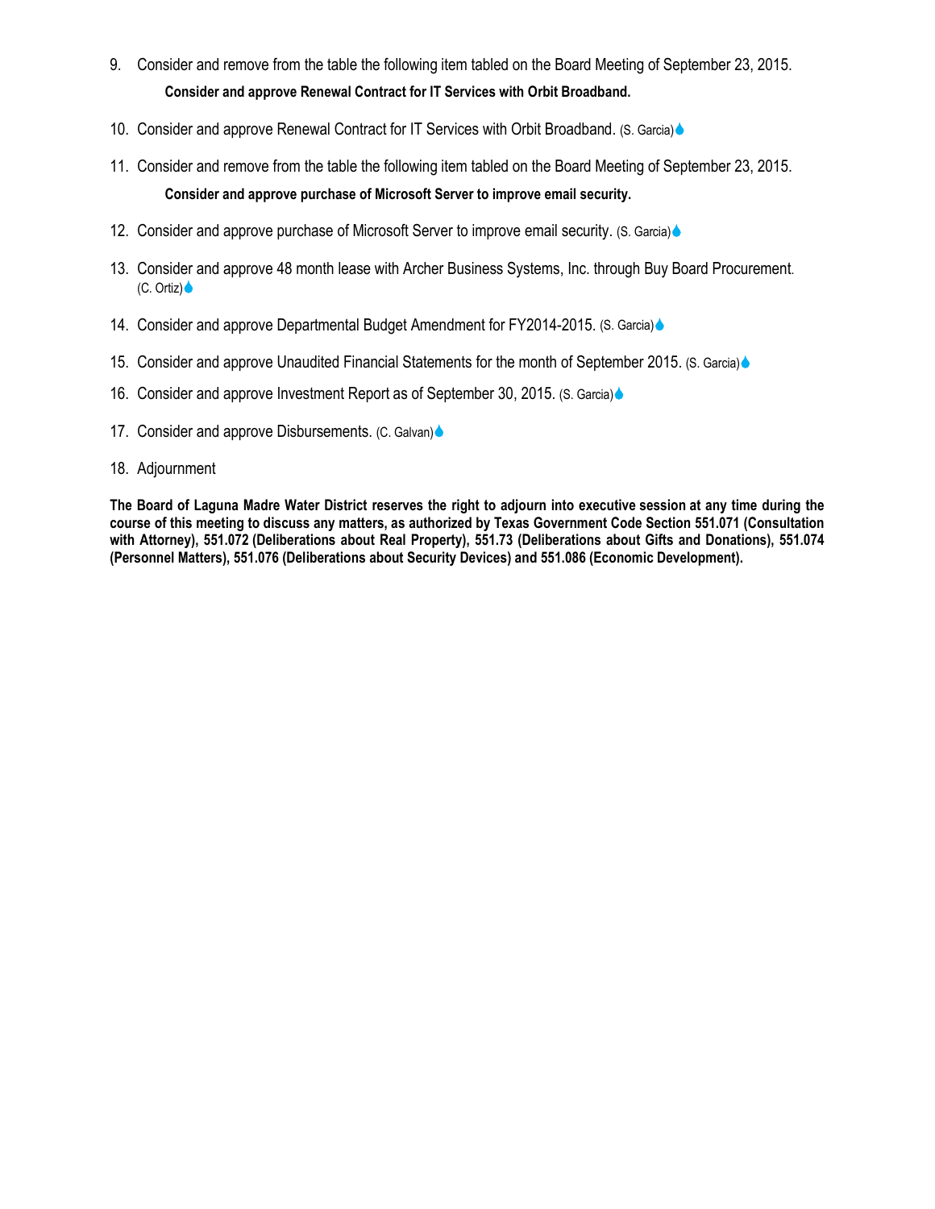9. Consider and remove from the table the following item tabled on the Board Meeting of September 23, 2015.

   **Consider and approve Renewal Contract for IT Services with Orbit Broadband.**

10. Consider and approve Renewal Contract for IT Services with Orbit Broadband. (S. Garcia)

11. Consider and remove from the table the following item tabled on the Board Meeting of September 23, 2015.

    **Consider and approve purchase of Microsoft Server to improve email security.**

12. Consider and approve purchase of Microsoft Server to improve email security. (S. Garcia)

13. Consider and approve 48 month lease with Archer Business Systems, Inc. through Buy Board Procurement. (C. Ortiz)

14. Consider and approve Departmental Budget Amendment for FY2014-2015. (S. Garcia)

15. Consider and approve Unaudited Financial Statements for the month of September 2015. (S. Garcia)

16. Consider and approve Investment Report as of September 30, 2015. (S. Garcia)

17. Consider and approve Disbursements. (C. Galvan)

18. Adjournment

**The Board of Laguna Madre Water District reserves the right to adjourn into executive session at any time during the course of this meeting to discuss any matters, as authorized by Texas Government Code Section 551.071 (Consultation with Attorney), 551.072 (Deliberations about Real Property), 551.73 (Deliberations about Gifts and Donations), 551.074 (Personnel Matters), 551.076 (Deliberations about Security Devices) and 551.086 (Economic Development).**